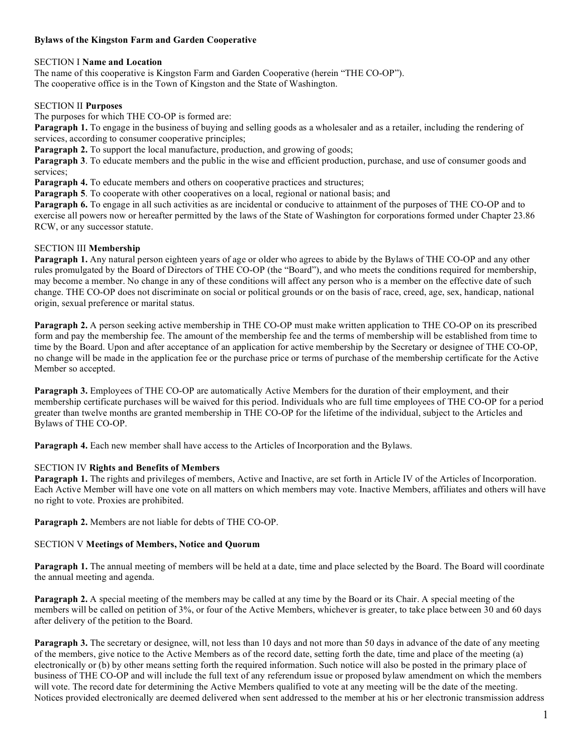**Bylaws of the Kingston Farm and Garden Cooperative**

SECTION I **Name and Location**

The name of this cooperative is Kingston Farm and Garden Cooperative (herein "THE CO-OP").
The cooperative office is in the Town of Kingston and the State of Washington.

SECTION II **Purposes**

The purposes for which THE CO-OP is formed are:

**Paragraph 1.** To engage in the business of buying and selling goods as a wholesaler and as a retailer, including the rendering of services, according to consumer cooperative principles;

**Paragraph 2.** To support the local manufacture, production, and growing of goods;

**Paragraph 3**. To educate members and the public in the wise and efficient production, purchase, and use of consumer goods and services;

**Paragraph 4.** To educate members and others on cooperative practices and structures;

**Paragraph 5**. To cooperate with other cooperatives on a local, regional or national basis; and

**Paragraph 6.** To engage in all such activities as are incidental or conducive to attainment of the purposes of THE CO-OP and to exercise all powers now or hereafter permitted by the laws of the State of Washington for corporations formed under Chapter 23.86 RCW, or any successor statute.

SECTION III **Membership**

**Paragraph 1.** Any natural person eighteen years of age or older who agrees to abide by the Bylaws of THE CO-OP and any other rules promulgated by the Board of Directors of THE CO-OP (the "Board"), and who meets the conditions required for membership, may become a member. No change in any of these conditions will affect any person who is a member on the effective date of such change. THE CO-OP does not discriminate on social or political grounds or on the basis of race, creed, age, sex, handicap, national origin, sexual preference or marital status.

**Paragraph 2.** A person seeking active membership in THE CO-OP must make written application to THE CO-OP on its prescribed form and pay the membership fee. The amount of the membership fee and the terms of membership will be established from time to time by the Board. Upon and after acceptance of an application for active membership by the Secretary or designee of THE CO-OP, no change will be made in the application fee or the purchase price or terms of purchase of the membership certificate for the Active Member so accepted.

**Paragraph 3.** Employees of THE CO-OP are automatically Active Members for the duration of their employment, and their membership certificate purchases will be waived for this period. Individuals who are full time employees of THE CO-OP for a period greater than twelve months are granted membership in THE CO-OP for the lifetime of the individual, subject to the Articles and Bylaws of THE CO-OP.

**Paragraph 4.** Each new member shall have access to the Articles of Incorporation and the Bylaws.

SECTION IV **Rights and Benefits of Members**

**Paragraph 1.** The rights and privileges of members, Active and Inactive, are set forth in Article IV of the Articles of Incorporation. Each Active Member will have one vote on all matters on which members may vote. Inactive Members, affiliates and others will have no right to vote. Proxies are prohibited.

**Paragraph 2.** Members are not liable for debts of THE CO-OP.

SECTION V **Meetings of Members, Notice and Quorum**

**Paragraph 1.** The annual meeting of members will be held at a date, time and place selected by the Board. The Board will coordinate the annual meeting and agenda.

**Paragraph 2.** A special meeting of the members may be called at any time by the Board or its Chair. A special meeting of the members will be called on petition of 3%, or four of the Active Members, whichever is greater, to take place between 30 and 60 days after delivery of the petition to the Board.

**Paragraph 3.** The secretary or designee, will, not less than 10 days and not more than 50 days in advance of the date of any meeting of the members, give notice to the Active Members as of the record date, setting forth the date, time and place of the meeting (a) electronically or (b) by other means setting forth the required information. Such notice will also be posted in the primary place of business of THE CO-OP and will include the full text of any referendum issue or proposed bylaw amendment on which the members will vote. The record date for determining the Active Members qualified to vote at any meeting will be the date of the meeting. Notices provided electronically are deemed delivered when sent addressed to the member at his or her electronic transmission address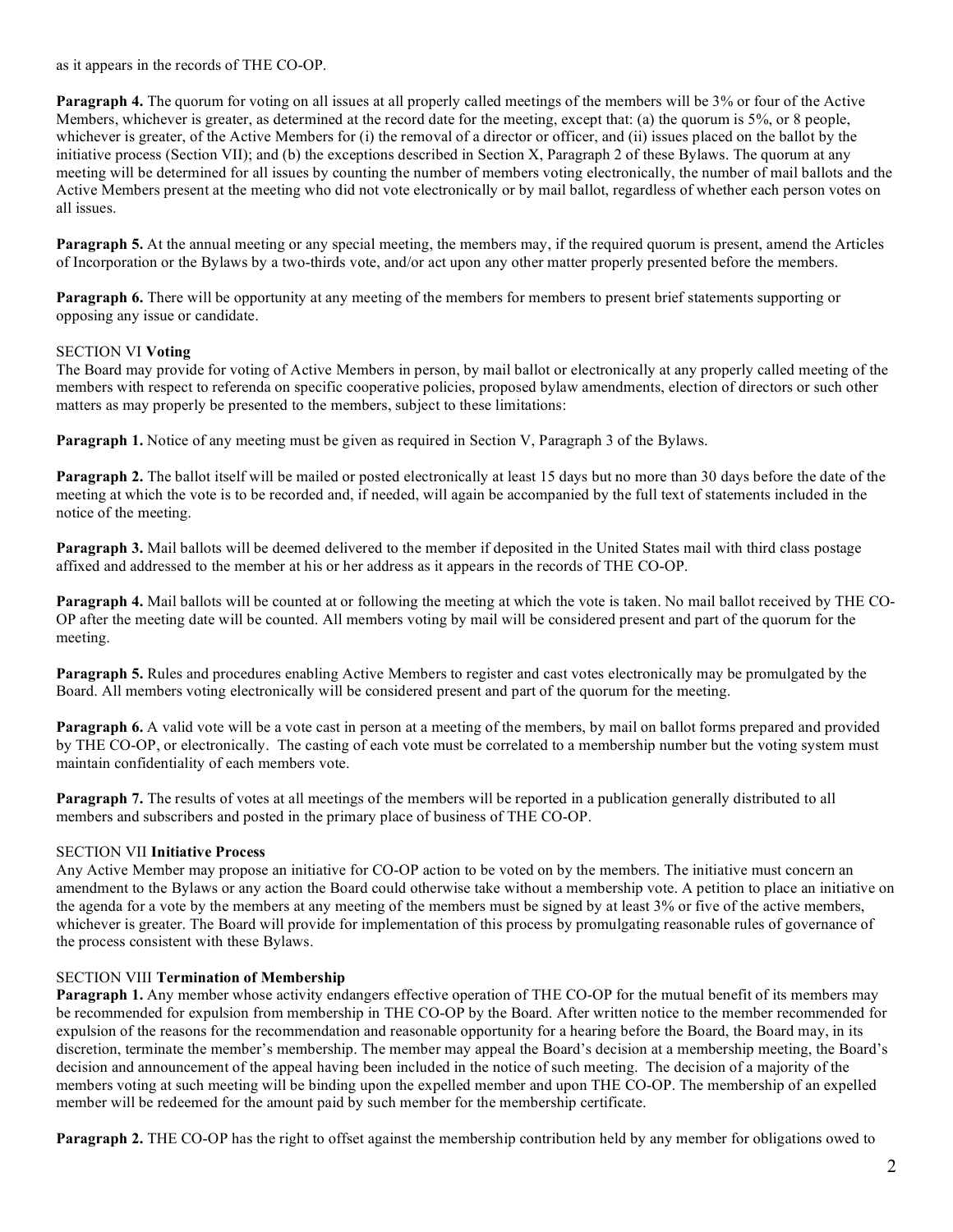as it appears in the records of THE CO-OP.

**Paragraph 4.** The quorum for voting on all issues at all properly called meetings of the members will be 3% or four of the Active Members, whichever is greater, as determined at the record date for the meeting, except that: (a) the quorum is 5%, or 8 people, whichever is greater, of the Active Members for (i) the removal of a director or officer, and (ii) issues placed on the ballot by the initiative process (Section VII); and (b) the exceptions described in Section X, Paragraph 2 of these Bylaws. The quorum at any meeting will be determined for all issues by counting the number of members voting electronically, the number of mail ballots and the Active Members present at the meeting who did not vote electronically or by mail ballot, regardless of whether each person votes on all issues.

**Paragraph 5.** At the annual meeting or any special meeting, the members may, if the required quorum is present, amend the Articles of Incorporation or the Bylaws by a two-thirds vote, and/or act upon any other matter properly presented before the members.

**Paragraph 6.** There will be opportunity at any meeting of the members for members to present brief statements supporting or opposing any issue or candidate.

## SECTION VI **Voting**

The Board may provide for voting of Active Members in person, by mail ballot or electronically at any properly called meeting of the members with respect to referenda on specific cooperative policies, proposed bylaw amendments, election of directors or such other matters as may properly be presented to the members, subject to these limitations:

**Paragraph 1.** Notice of any meeting must be given as required in Section V, Paragraph 3 of the Bylaws.

**Paragraph 2.** The ballot itself will be mailed or posted electronically at least 15 days but no more than 30 days before the date of the meeting at which the vote is to be recorded and, if needed, will again be accompanied by the full text of statements included in the notice of the meeting.

**Paragraph 3.** Mail ballots will be deemed delivered to the member if deposited in the United States mail with third class postage affixed and addressed to the member at his or her address as it appears in the records of THE CO-OP.

**Paragraph 4.** Mail ballots will be counted at or following the meeting at which the vote is taken. No mail ballot received by THE CO-OP after the meeting date will be counted. All members voting by mail will be considered present and part of the quorum for the meeting.

**Paragraph 5.** Rules and procedures enabling Active Members to register and cast votes electronically may be promulgated by the Board. All members voting electronically will be considered present and part of the quorum for the meeting.

**Paragraph 6.** A valid vote will be a vote cast in person at a meeting of the members, by mail on ballot forms prepared and provided by THE CO-OP, or electronically. The casting of each vote must be correlated to a membership number but the voting system must maintain confidentiality of each members vote.

**Paragraph 7.** The results of votes at all meetings of the members will be reported in a publication generally distributed to all members and subscribers and posted in the primary place of business of THE CO-OP.

## SECTION VII **Initiative Process**

Any Active Member may propose an initiative for CO-OP action to be voted on by the members. The initiative must concern an amendment to the Bylaws or any action the Board could otherwise take without a membership vote. A petition to place an initiative on the agenda for a vote by the members at any meeting of the members must be signed by at least 3% or five of the active members, whichever is greater. The Board will provide for implementation of this process by promulgating reasonable rules of governance of the process consistent with these Bylaws.

## SECTION VIII **Termination of Membership**

**Paragraph 1.** Any member whose activity endangers effective operation of THE CO-OP for the mutual benefit of its members may be recommended for expulsion from membership in THE CO-OP by the Board. After written notice to the member recommended for expulsion of the reasons for the recommendation and reasonable opportunity for a hearing before the Board, the Board may, in its discretion, terminate the member's membership. The member may appeal the Board's decision at a membership meeting, the Board's decision and announcement of the appeal having been included in the notice of such meeting. The decision of a majority of the members voting at such meeting will be binding upon the expelled member and upon THE CO-OP. The membership of an expelled member will be redeemed for the amount paid by such member for the membership certificate.

**Paragraph 2.** THE CO-OP has the right to offset against the membership contribution held by any member for obligations owed to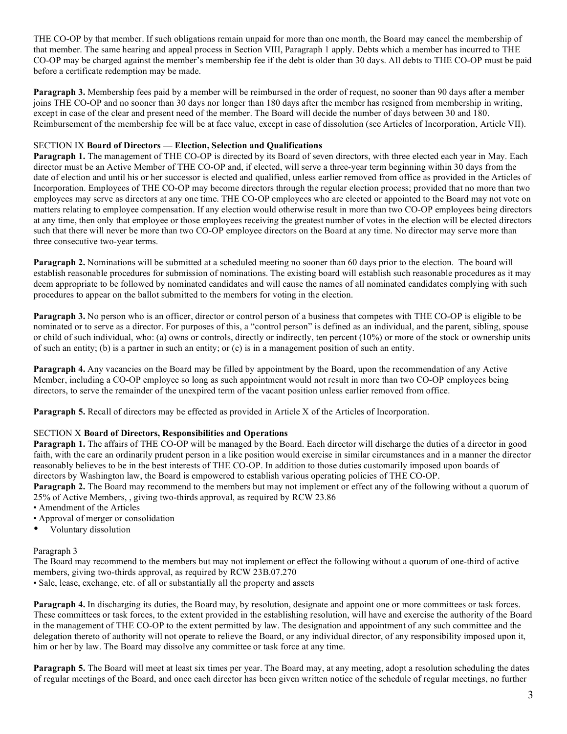THE CO-OP by that member. If such obligations remain unpaid for more than one month, the Board may cancel the membership of that member. The same hearing and appeal process in Section VIII, Paragraph 1 apply. Debts which a member has incurred to THE CO-OP may be charged against the member's membership fee if the debt is older than 30 days. All debts to THE CO-OP must be paid before a certificate redemption may be made.

**Paragraph 3.** Membership fees paid by a member will be reimbursed in the order of request, no sooner than 90 days after a member joins THE CO-OP and no sooner than 30 days nor longer than 180 days after the member has resigned from membership in writing, except in case of the clear and present need of the member. The Board will decide the number of days between 30 and 180. Reimbursement of the membership fee will be at face value, except in case of dissolution (see Articles of Incorporation, Article VII).

SECTION IX **Board of Directors — Election, Selection and Qualifications**

**Paragraph 1.** The management of THE CO-OP is directed by its Board of seven directors, with three elected each year in May. Each director must be an Active Member of THE CO-OP and, if elected, will serve a three-year term beginning within 30 days from the date of election and until his or her successor is elected and qualified, unless earlier removed from office as provided in the Articles of Incorporation. Employees of THE CO-OP may become directors through the regular election process; provided that no more than two employees may serve as directors at any one time. THE CO-OP employees who are elected or appointed to the Board may not vote on matters relating to employee compensation. If any election would otherwise result in more than two CO-OP employees being directors at any time, then only that employee or those employees receiving the greatest number of votes in the election will be elected directors such that there will never be more than two CO-OP employee directors on the Board at any time. No director may serve more than three consecutive two-year terms.

**Paragraph 2.** Nominations will be submitted at a scheduled meeting no sooner than 60 days prior to the election. The board will establish reasonable procedures for submission of nominations. The existing board will establish such reasonable procedures as it may deem appropriate to be followed by nominated candidates and will cause the names of all nominated candidates complying with such procedures to appear on the ballot submitted to the members for voting in the election.

**Paragraph 3.** No person who is an officer, director or control person of a business that competes with THE CO-OP is eligible to be nominated or to serve as a director. For purposes of this, a "control person" is defined as an individual, and the parent, sibling, spouse or child of such individual, who: (a) owns or controls, directly or indirectly, ten percent (10%) or more of the stock or ownership units of such an entity; (b) is a partner in such an entity; or (c) is in a management position of such an entity.

**Paragraph 4.** Any vacancies on the Board may be filled by appointment by the Board, upon the recommendation of any Active Member, including a CO-OP employee so long as such appointment would not result in more than two CO-OP employees being directors, to serve the remainder of the unexpired term of the vacant position unless earlier removed from office.

**Paragraph 5.** Recall of directors may be effected as provided in Article X of the Articles of Incorporation.

SECTION X **Board of Directors, Responsibilities and Operations**

**Paragraph 1.** The affairs of THE CO-OP will be managed by the Board. Each director will discharge the duties of a director in good faith, with the care an ordinarily prudent person in a like position would exercise in similar circumstances and in a manner the director reasonably believes to be in the best interests of THE CO-OP. In addition to those duties customarily imposed upon boards of directors by Washington law, the Board is empowered to establish various operating policies of THE CO-OP.

**Paragraph 2.** The Board may recommend to the members but may not implement or effect any of the following without a quorum of 25% of Active Members, , giving two-thirds approval, as required by RCW 23.86

- Amendment of the Articles
- Approval of merger or consolidation
- Voluntary dissolution

Paragraph 3

The Board may recommend to the members but may not implement or effect the following without a quorum of one-third of active members, giving two-thirds approval, as required by RCW 23B.07.270

- Sale, lease, exchange, etc. of all or substantially all the property and assets

**Paragraph 4.** In discharging its duties, the Board may, by resolution, designate and appoint one or more committees or task forces. These committees or task forces, to the extent provided in the establishing resolution, will have and exercise the authority of the Board in the management of THE CO-OP to the extent permitted by law. The designation and appointment of any such committee and the delegation thereto of authority will not operate to relieve the Board, or any individual director, of any responsibility imposed upon it, him or her by law. The Board may dissolve any committee or task force at any time.

**Paragraph 5.** The Board will meet at least six times per year. The Board may, at any meeting, adopt a resolution scheduling the dates of regular meetings of the Board, and once each director has been given written notice of the schedule of regular meetings, no further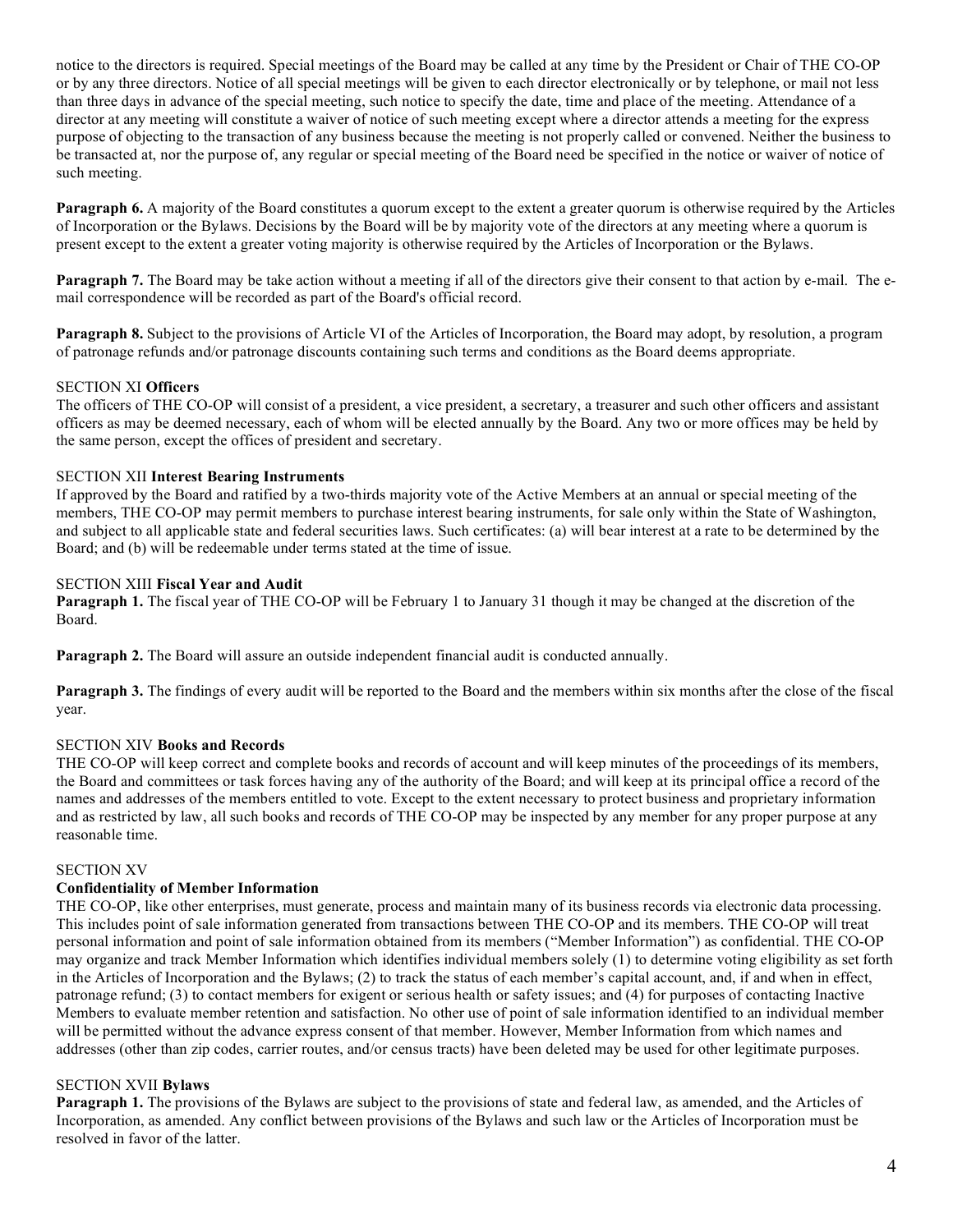notice to the directors is required. Special meetings of the Board may be called at any time by the President or Chair of THE CO-OP or by any three directors. Notice of all special meetings will be given to each director electronically or by telephone, or mail not less than three days in advance of the special meeting, such notice to specify the date, time and place of the meeting. Attendance of a director at any meeting will constitute a waiver of notice of such meeting except where a director attends a meeting for the express purpose of objecting to the transaction of any business because the meeting is not properly called or convened. Neither the business to be transacted at, nor the purpose of, any regular or special meeting of the Board need be specified in the notice or waiver of notice of such meeting.

**Paragraph 6.** A majority of the Board constitutes a quorum except to the extent a greater quorum is otherwise required by the Articles of Incorporation or the Bylaws. Decisions by the Board will be by majority vote of the directors at any meeting where a quorum is present except to the extent a greater voting majority is otherwise required by the Articles of Incorporation or the Bylaws.

**Paragraph 7.** The Board may be take action without a meeting if all of the directors give their consent to that action by e-mail. The e-mail correspondence will be recorded as part of the Board's official record.

**Paragraph 8.** Subject to the provisions of Article VI of the Articles of Incorporation, the Board may adopt, by resolution, a program of patronage refunds and/or patronage discounts containing such terms and conditions as the Board deems appropriate.

SECTION XI **Officers**

The officers of THE CO-OP will consist of a president, a vice president, a secretary, a treasurer and such other officers and assistant officers as may be deemed necessary, each of whom will be elected annually by the Board. Any two or more offices may be held by the same person, except the offices of president and secretary.

SECTION XII **Interest Bearing Instruments**

If approved by the Board and ratified by a two-thirds majority vote of the Active Members at an annual or special meeting of the members, THE CO-OP may permit members to purchase interest bearing instruments, for sale only within the State of Washington, and subject to all applicable state and federal securities laws. Such certificates: (a) will bear interest at a rate to be determined by the Board; and (b) will be redeemable under terms stated at the time of issue.

SECTION XIII **Fiscal Year and Audit**

**Paragraph 1.** The fiscal year of THE CO-OP will be February 1 to January 31 though it may be changed at the discretion of the Board.

**Paragraph 2.** The Board will assure an outside independent financial audit is conducted annually.

**Paragraph 3.** The findings of every audit will be reported to the Board and the members within six months after the close of the fiscal year.

SECTION XIV **Books and Records**

THE CO-OP will keep correct and complete books and records of account and will keep minutes of the proceedings of its members, the Board and committees or task forces having any of the authority of the Board; and will keep at its principal office a record of the names and addresses of the members entitled to vote. Except to the extent necessary to protect business and proprietary information and as restricted by law, all such books and records of THE CO-OP may be inspected by any member for any proper purpose at any reasonable time.

SECTION XV

**Confidentiality of Member Information**

THE CO-OP, like other enterprises, must generate, process and maintain many of its business records via electronic data processing. This includes point of sale information generated from transactions between THE CO-OP and its members. THE CO-OP will treat personal information and point of sale information obtained from its members ("Member Information") as confidential. THE CO-OP may organize and track Member Information which identifies individual members solely (1) to determine voting eligibility as set forth in the Articles of Incorporation and the Bylaws; (2) to track the status of each member's capital account, and, if and when in effect, patronage refund; (3) to contact members for exigent or serious health or safety issues; and (4) for purposes of contacting Inactive Members to evaluate member retention and satisfaction. No other use of point of sale information identified to an individual member will be permitted without the advance express consent of that member. However, Member Information from which names and addresses (other than zip codes, carrier routes, and/or census tracts) have been deleted may be used for other legitimate purposes.

SECTION XVII **Bylaws**

**Paragraph 1.** The provisions of the Bylaws are subject to the provisions of state and federal law, as amended, and the Articles of Incorporation, as amended. Any conflict between provisions of the Bylaws and such law or the Articles of Incorporation must be resolved in favor of the latter.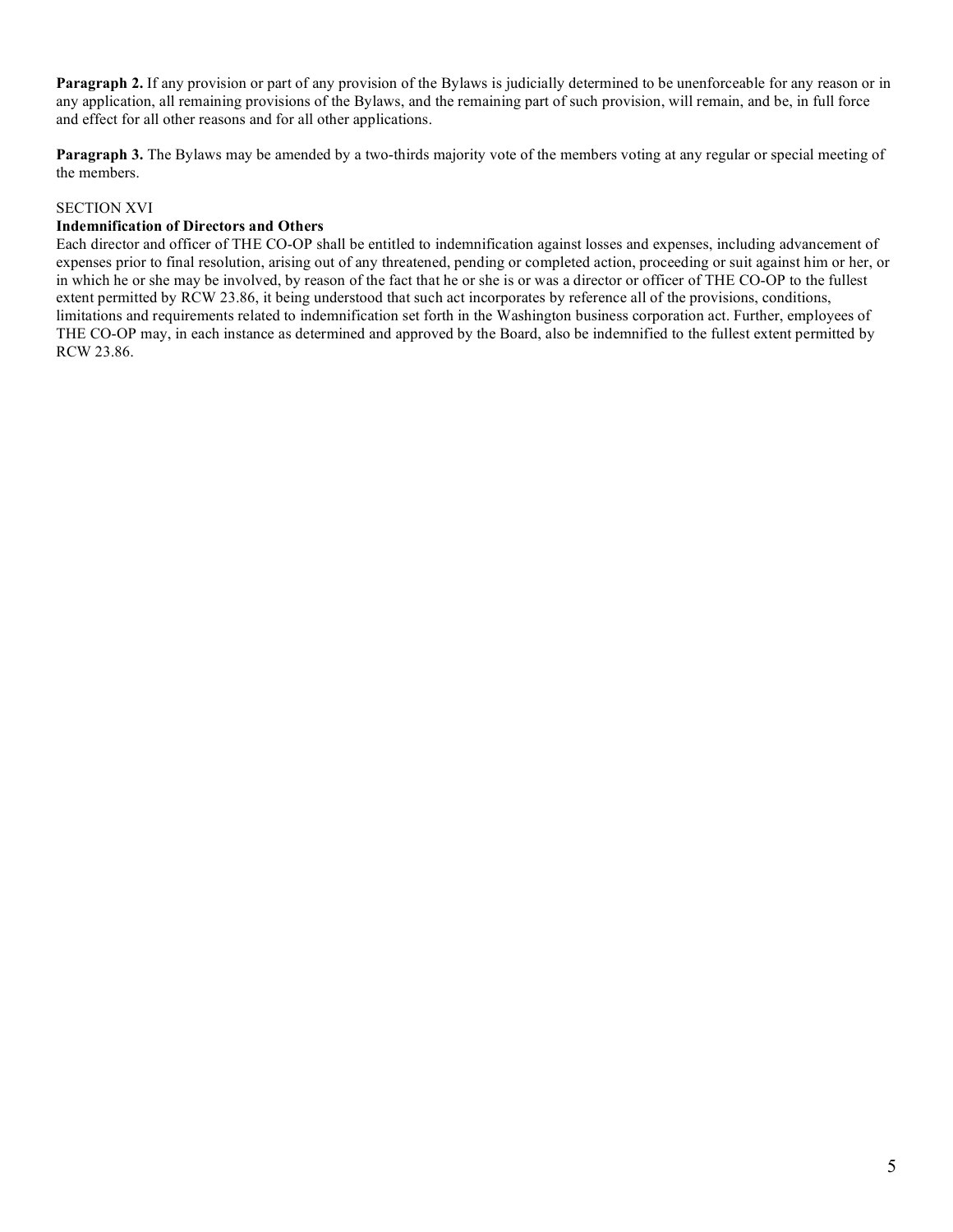**Paragraph 2.** If any provision or part of any provision of the Bylaws is judicially determined to be unenforceable for any reason or in any application, all remaining provisions of the Bylaws, and the remaining part of such provision, will remain, and be, in full force and effect for all other reasons and for all other applications.

**Paragraph 3.** The Bylaws may be amended by a two-thirds majority vote of the members voting at any regular or special meeting of the members.

SECTION XVI

**Indemnification of Directors and Others**

Each director and officer of THE CO-OP shall be entitled to indemnification against losses and expenses, including advancement of expenses prior to final resolution, arising out of any threatened, pending or completed action, proceeding or suit against him or her, or in which he or she may be involved, by reason of the fact that he or she is or was a director or officer of THE CO-OP to the fullest extent permitted by RCW 23.86, it being understood that such act incorporates by reference all of the provisions, conditions, limitations and requirements related to indemnification set forth in the Washington business corporation act. Further, employees of THE CO-OP may, in each instance as determined and approved by the Board, also be indemnified to the fullest extent permitted by RCW 23.86.